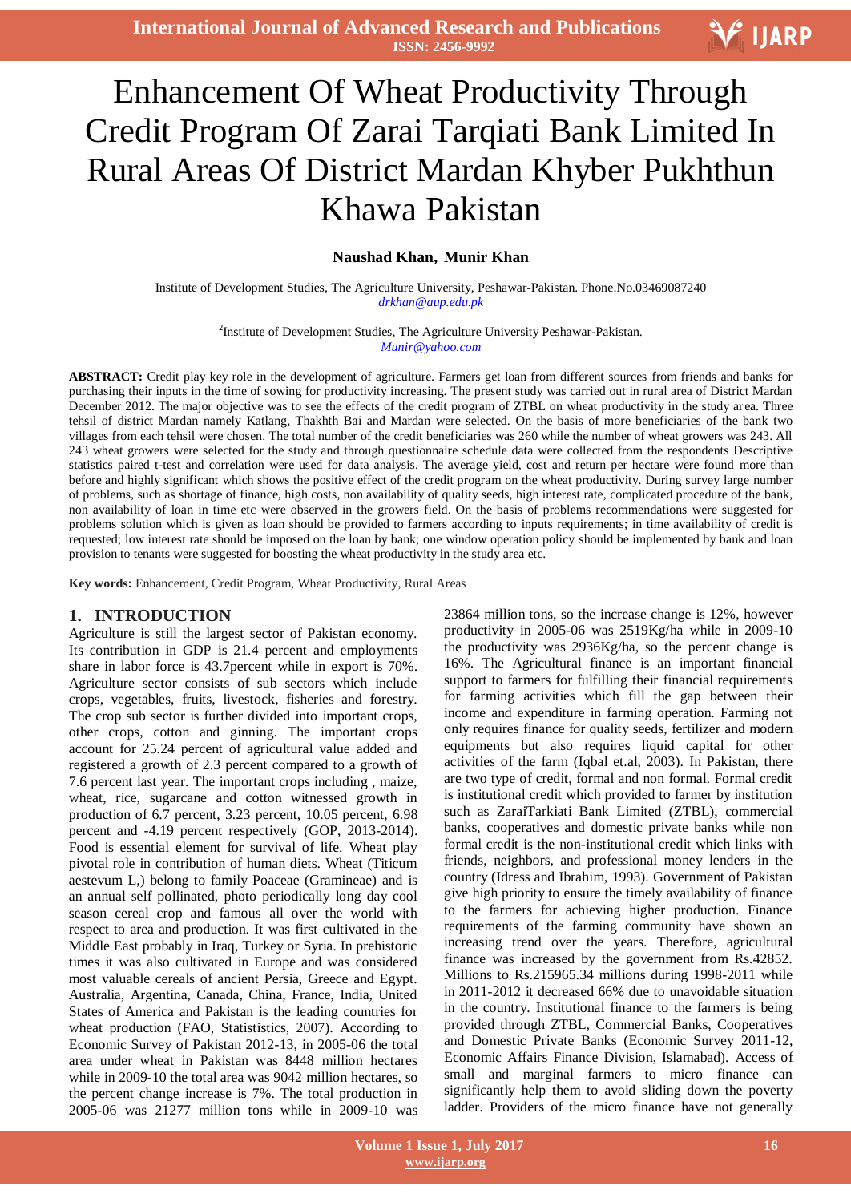# Enhancement Of Wheat Productivity Through Credit Program Of Zarai Tarqiati Bank Limited In Rural Areas Of District Mardan Khyber Pukhthun Khawa Pakistan

**Naushad Khan, Munir Khan**

Institute of Development Studies, The Agriculture University, Peshawar-Pakistan. Phone.No.03469087240
*drkhan@aup.edu.pk*

[2]Institute of Development Studies, The Agriculture University Peshawar-Pakistan.
*Munir@yahoo.com*

**ABSTRACT:** Credit play key role in the development of agriculture. Farmers get loan from different sources from friends and banks for purchasing their inputs in the time of sowing for productivity increasing. The present study was carried out in rural area of District Mardan December 2012. The major objective was to see the effects of the credit program of ZTBL on wheat productivity in the study area. Three tehsil of district Mardan namely Katlang, Thakhth Bai and Mardan were selected. On the basis of more beneficiaries of the bank two villages from each tehsil were chosen. The total number of the credit beneficiaries was 260 while the number of wheat growers was 243. All 243 wheat growers were selected for the study and through questionnaire schedule data were collected from the respondents Descriptive statistics paired t-test and correlation were used for data analysis. The average yield, cost and return per hectare were found more than before and highly significant which shows the positive effect of the credit program on the wheat productivity. During survey large number of problems, such as shortage of finance, high costs, non availability of quality seeds, high interest rate, complicated procedure of the bank, non availability of loan in time etc were observed in the growers field. On the basis of problems recommendations were suggested for problems solution which is given as loan should be provided to farmers according to inputs requirements; in time availability of credit is requested; low interest rate should be imposed on the loan by bank; one window operation policy should be implemented by bank and loan provision to tenants were suggested for boosting the wheat productivity in the study area etc.

**Key words:** Enhancement, Credit Program, Wheat Productivity, Rural Areas

## 1. INTRODUCTION

Agriculture is still the largest sector of Pakistan economy. Its contribution in GDP is 21.4 percent and employments share in labor force is 43.7percent while in export is 70%. Agriculture sector consists of sub sectors which include crops, vegetables, fruits, livestock, fisheries and forestry. The crop sub sector is further divided into important crops, other crops, cotton and ginning. The important crops account for 25.24 percent of agricultural value added and registered a growth of 2.3 percent compared to a growth of 7.6 percent last year. The important crops including , maize, wheat, rice, sugarcane and cotton witnessed growth in production of 6.7 percent, 3.23 percent, 10.05 percent, 6.98 percent and -4.19 percent respectively (GOP, 2013-2014). Food is essential element for survival of life. Wheat play pivotal role in contribution of human diets. Wheat (Titicum aestevum L,) belong to family Poaceae (Gramineae) and is an annual self pollinated, photo periodically long day cool season cereal crop and famous all over the world with respect to area and production. It was first cultivated in the Middle East probably in Iraq, Turkey or Syria. In prehistoric times it was also cultivated in Europe and was considered most valuable cereals of ancient Persia, Greece and Egypt. Australia, Argentina, Canada, China, France, India, United States of America and Pakistan is the leading countries for wheat production (FAO, Statististics, 2007). According to Economic Survey of Pakistan 2012-13, in 2005-06 the total area under wheat in Pakistan was 8448 million hectares while in 2009-10 the total area was 9042 million hectares, so the percent change increase is 7%. The total production in 2005-06 was 21277 million tons while in 2009-10 was 23864 million tons, so the increase change is 12%, however productivity in 2005-06 was 2519Kg/ha while in 2009-10 the productivity was 2936Kg/ha, so the percent change is 16%. The Agricultural finance is an important financial support to farmers for fulfilling their financial requirements for farming activities which fill the gap between their income and expenditure in farming operation. Farming not only requires finance for quality seeds, fertilizer and modern equipments but also requires liquid capital for other activities of the farm (Iqbal et.al, 2003). In Pakistan, there are two type of credit, formal and non formal. Formal credit is institutional credit which provided to farmer by institution such as ZaraiTarkiati Bank Limited (ZTBL), commercial banks, cooperatives and domestic private banks while non formal credit is the non-institutional credit which links with friends, neighbors, and professional money lenders in the country (Idress and Ibrahim, 1993). Government of Pakistan give high priority to ensure the timely availability of finance to the farmers for achieving higher production. Finance requirements of the farming community have shown an increasing trend over the years. Therefore, agricultural finance was increased by the government from Rs.42852. Millions to Rs.215965.34 millions during 1998-2011 while in 2011-2012 it decreased 66% due to unavoidable situation in the country. Institutional finance to the farmers is being provided through ZTBL, Commercial Banks, Cooperatives and Domestic Private Banks (Economic Survey 2011-12, Economic Affairs Finance Division, Islamabad). Access of small and marginal farmers to micro finance can significantly help them to avoid sliding down the poverty ladder. Providers of the micro finance have not generally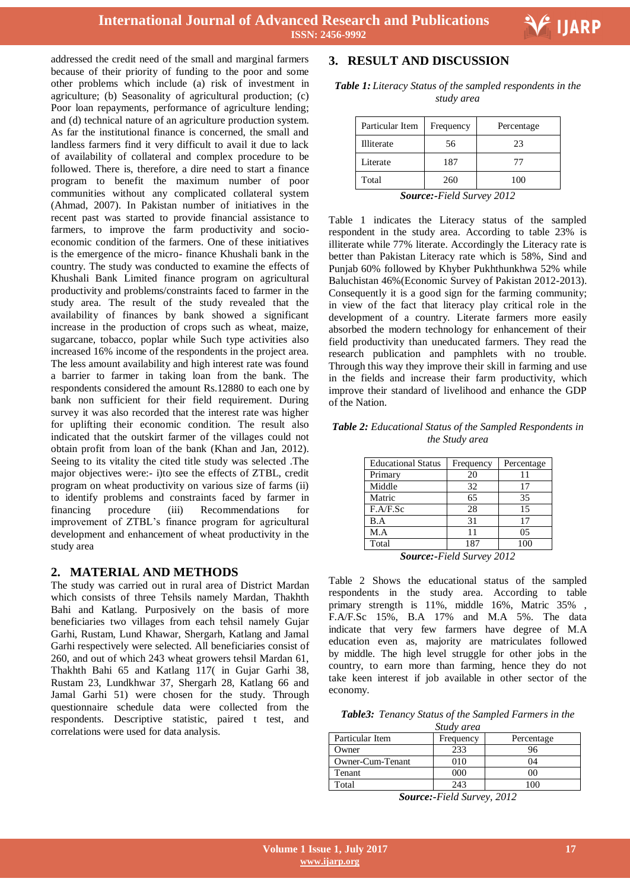addressed the credit need of the small and marginal farmers because of their priority of funding to the poor and some other problems which include (a) risk of investment in agriculture; (b) Seasonality of agricultural production; (c) Poor loan repayments, performance of agriculture lending; and (d) technical nature of an agriculture production system. As far the institutional finance is concerned, the small and landless farmers find it very difficult to avail it due to lack of availability of collateral and complex procedure to be followed. There is, therefore, a dire need to start a finance program to benefit the maximum number of poor communities without any complicated collateral system (Ahmad, 2007). In Pakistan number of initiatives in the recent past was started to provide financial assistance to farmers, to improve the farm productivity and socio-economic condition of the farmers. One of these initiatives is the emergence of the micro- finance Khushali bank in the country. The study was conducted to examine the effects of Khushali Bank Limited finance program on agricultural productivity and problems/constraints faced to farmer in the study area. The result of the study revealed that the availability of finances by bank showed a significant increase in the production of crops such as wheat, maize, sugarcane, tobacco, poplar while Such type activities also increased 16% income of the respondents in the project area. The less amount availability and high interest rate was found a barrier to farmer in taking loan from the bank. The respondents considered the amount Rs.12880 to each one by bank non sufficient for their field requirement. During survey it was also recorded that the interest rate was higher for uplifting their economic condition. The result also indicated that the outskirt farmer of the villages could not obtain profit from loan of the bank (Khan and Jan, 2012). Seeing to its vitality the cited title study was selected .The major objectives were:- i)to see the effects of ZTBL, credit program on wheat productivity on various size of farms (ii) to identify problems and constraints faced by farmer in financing procedure (iii) Recommendations for improvement of ZTBL's finance program for agricultural development and enhancement of wheat productivity in the study area

## 2. MATERIAL AND METHODS

The study was carried out in rural area of District Mardan which consists of three Tehsils namely Mardan, Thakhth Bahi and Katlang. Purposively on the basis of more beneficiaries two villages from each tehsil namely Gujar Garhi, Rustam, Lund Khawar, Shergarh, Katlang and Jamal Garhi respectively were selected. All beneficiaries consist of 260, and out of which 243 wheat growers tehsil Mardan 61, Thakhth Bahi 65 and Katlang 117( in Gujar Garhi 38, Rustam 23, Lundkhwar 37, Shergarh 28, Katlang 66 and Jamal Garhi 51) were chosen for the study. Through questionnaire schedule data were collected from the respondents. Descriptive statistic, paired t test, and correlations were used for data analysis.

## 3. RESULT AND DISCUSSION

***Table 1:*** *Literacy Status of the sampled respondents in the study area*

| Particular Item | Frequency | Percentage |
|---|---|---|
| Illiterate | 56 | 23 |
| Literate | 187 | 77 |
| Total | 260 | 100 |

***Source:****-Field Survey 2012*

Table 1 indicates the Literacy status of the sampled respondent in the study area. According to table 23% is illiterate while 77% literate. Accordingly the Literacy rate is better than Pakistan Literacy rate which is 58%, Sind and Punjab 60% followed by Khyber Pukhthunkhwa 52% while Baluchistan 46%(Economic Survey of Pakistan 2012-2013). Consequently it is a good sign for the farming community; in view of the fact that literacy play critical role in the development of a country. Literate farmers more easily absorbed the modern technology for enhancement of their field productivity than uneducated farmers. They read the research publication and pamphlets with no trouble. Through this way they improve their skill in farming and use in the fields and increase their farm productivity, which improve their standard of livelihood and enhance the GDP of the Nation.

***Table 2:*** *Educational Status of the Sampled Respondents in the Study area*

| Educational Status | Frequency | Percentage |
|---|---|---|
| Primary | 20 | 11 |
| Middle | 32 | 17 |
| Matric | 65 | 35 |
| F.A/F.Sc | 28 | 15 |
| B.A | 31 | 17 |
| M.A | 11 | 05 |
| Total | 187 | 100 |

***Source:****-Field Survey 2012*

Table 2 Shows the educational status of the sampled respondents in the study area. According to table primary strength is 11%, middle 16%, Matric 35% , F.A/F.Sc 15%, B.A 17% and M.A 5%. The data indicate that very few farmers have degree of M.A education even as, majority are matriculates followed by middle. The high level struggle for other jobs in the country, to earn more than farming, hence they do not take keen interest if job available in other sector of the economy.

***Table3:*** *Tenancy Status of the Sampled Farmers in the Study area*

| Particular Item | Frequency | Percentage |
|---|---|---|
| Owner | 233 | 96 |
| Owner-Cum-Tenant | 010 | 04 |
| Tenant | 000 | 00 |
| Total | 243 | 100 |

***Source:****-Field Survey, 2012*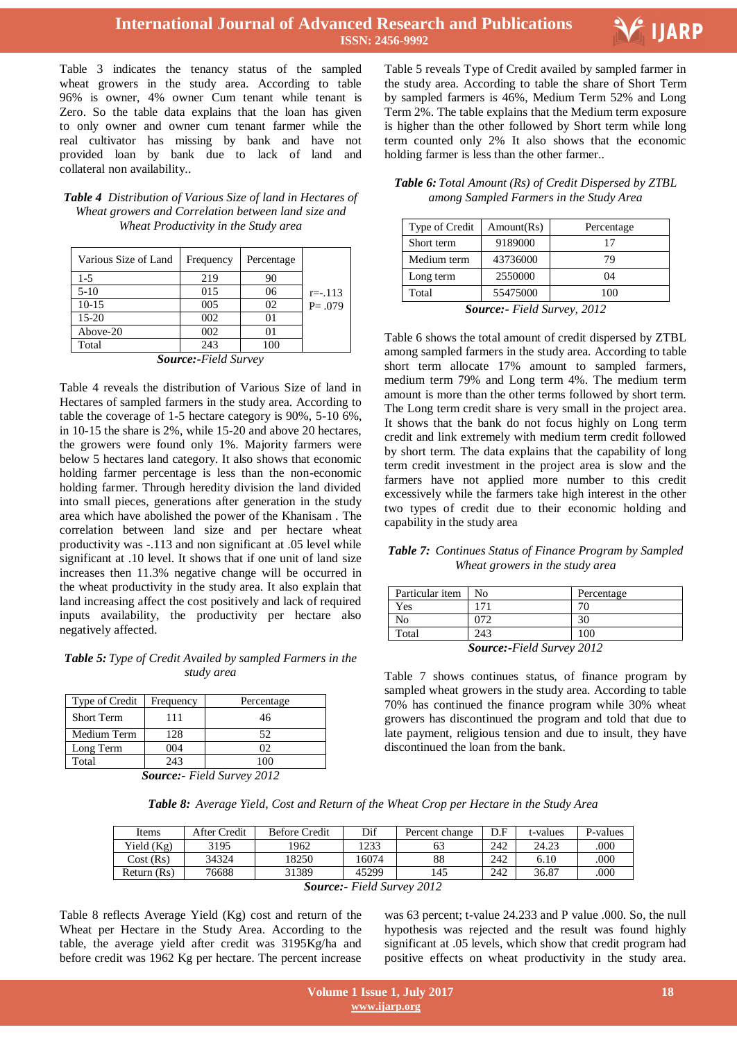Table 3 indicates the tenancy status of the sampled wheat growers in the study area. According to table 96% is owner, 4% owner Cum tenant while tenant is Zero. So the table data explains that the loan has given to only owner and owner cum tenant farmer while the real cultivator has missing by bank and have not provided loan by bank due to lack of land and collateral non availability..

***Table 4*** *Distribution of Various Size of land in Hectares of Wheat growers and Correlation between land size and Wheat Productivity in the Study area*

| Various Size of Land | Frequency | Percentage | |
|---|---|---|---|
| 1-5 | 219 | 90 | r=-.113 P= .079 |
| 5-10 | 015 | 06 | |
| 10-15 | 005 | 02 | |
| 15-20 | 002 | 01 | |
| Above-20 | 002 | 01 | |
| Total | 243 | 100 | |

***Source:****-Field Survey*

Table 4 reveals the distribution of Various Size of land in Hectares of sampled farmers in the study area. According to table the coverage of 1-5 hectare category is 90%, 5-10 6%, in 10-15 the share is 2%, while 15-20 and above 20 hectares, the growers were found only 1%. Majority farmers were below 5 hectares land category. It also shows that economic holding farmer percentage is less than the non-economic holding farmer. Through heredity division the land divided into small pieces, generations after generation in the study area which have abolished the power of the Khanisam . The correlation between land size and per hectare wheat productivity was -.113 and non significant at .05 level while significant at .10 level. It shows that if one unit of land size increases then 11.3% negative change will be occurred in the wheat productivity in the study area. It also explain that land increasing affect the cost positively and lack of required inputs availability, the productivity per hectare also negatively affected.

***Table 5:*** *Type of Credit Availed by sampled Farmers in the study area*

| Type of Credit | Frequency | Percentage |
|---|---|---|
| Short Term | 111 | 46 |
| Medium Term | 128 | 52 |
| Long Term | 004 | 02 |
| Total | 243 | 100 |

***Source:****- Field Survey 2012*

Table 5 reveals Type of Credit availed by sampled farmer in the study area. According to table the share of Short Term by sampled farmers is 46%, Medium Term 52% and Long Term 2%. The table explains that the Medium term exposure is higher than the other followed by Short term while long term counted only 2% It also shows that the economic holding farmer is less than the other farmer..

***Table 6:*** *Total Amount (Rs) of Credit Dispersed by ZTBL among Sampled Farmers in the Study Area*

| Type of Credit | Amount(Rs) | Percentage |
|---|---|---|
| Short term | 9189000 | 17 |
| Medium term | 43736000 | 79 |
| Long term | 2550000 | 04 |
| Total | 55475000 | 100 |

***Source:****- Field Survey, 2012*

Table 6 shows the total amount of credit dispersed by ZTBL among sampled farmers in the study area. According to table short term allocate 17% amount to sampled farmers, medium term 79% and Long term 4%. The medium term amount is more than the other terms followed by short term. The Long term credit share is very small in the project area. It shows that the bank do not focus highly on Long term credit and link extremely with medium term credit followed by short term. The data explains that the capability of long term credit investment in the project area is slow and the farmers have not applied more number to this credit excessively while the farmers take high interest in the other two types of credit due to their economic holding and capability in the study area

***Table 7:*** *Continues Status of Finance Program by Sampled Wheat growers in the study area*

| Particular item | No | Percentage |
|---|---|---|
| Yes | 171 | 70 |
| No | 072 | 30 |
| Total | 243 | 100 |

***Source:****-Field Survey 2012*

Table 7 shows continues status, of finance program by sampled wheat growers in the study area. According to table 70% has continued the finance program while 30% wheat growers has discontinued the program and told that due to late payment, religious tension and due to insult, they have discontinued the loan from the bank.

***Table 8:*** *Average Yield, Cost and Return of the Wheat Crop per Hectare in the Study Area*

| Items | After Credit | Before Credit | Dif | Percent change | D.F | t-values | P-values |
|---|---|---|---|---|---|---|---|
| Yield (Kg) | 3195 | 1962 | 1233 | 63 | 242 | 24.23 | .000 |
| Cost (Rs) | 34324 | 18250 | 16074 | 88 | 242 | 6.10 | .000 |
| Return (Rs) | 76688 | 31389 | 45299 | 145 | 242 | 36.87 | .000 |

***Source:****- Field Survey 2012*

Table 8 reflects Average Yield (Kg) cost and return of the Wheat per Hectare in the Study Area. According to the table, the average yield after credit was 3195Kg/ha and before credit was 1962 Kg per hectare. The percent increase was 63 percent; t-value 24.233 and P value .000. So, the null hypothesis was rejected and the result was found highly significant at .05 levels, which show that credit program had positive effects on wheat productivity in the study area.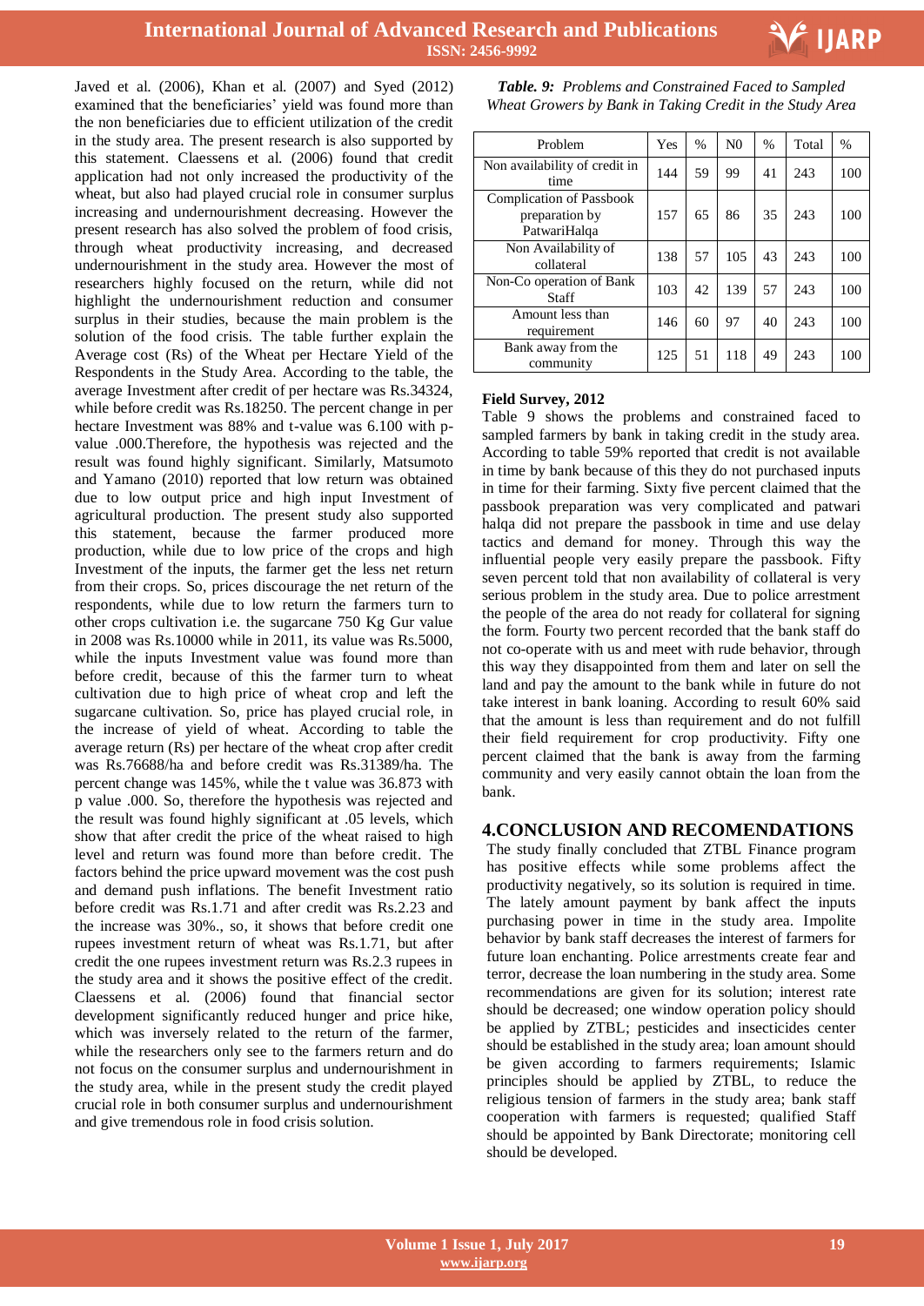Javed et al. (2006), Khan et al. (2007) and Syed (2012) examined that the beneficiaries' yield was found more than the non beneficiaries due to efficient utilization of the credit in the study area. The present research is also supported by this statement. Claessens et al. (2006) found that credit application had not only increased the productivity of the wheat, but also had played crucial role in consumer surplus increasing and undernourishment decreasing. However the present research has also solved the problem of food crisis, through wheat productivity increasing, and decreased undernourishment in the study area. However the most of researchers highly focused on the return, while did not highlight the undernourishment reduction and consumer surplus in their studies, because the main problem is the solution of the food crisis. The table further explain the Average cost (Rs) of the Wheat per Hectare Yield of the Respondents in the Study Area. According to the table, the average Investment after credit of per hectare was Rs.34324, while before credit was Rs.18250. The percent change in per hectare Investment was 88% and t-value was 6.100 with p-value .000.Therefore, the hypothesis was rejected and the result was found highly significant. Similarly, Matsumoto and Yamano (2010) reported that low return was obtained due to low output price and high input Investment of agricultural production. The present study also supported this statement, because the farmer produced more production, while due to low price of the crops and high Investment of the inputs, the farmer get the less net return from their crops. So, prices discourage the net return of the respondents, while due to low return the farmers turn to other crops cultivation i.e. the sugarcane 750 Kg Gur value in 2008 was Rs.10000 while in 2011, its value was Rs.5000, while the inputs Investment value was found more than before credit, because of this the farmer turn to wheat cultivation due to high price of wheat crop and left the sugarcane cultivation. So, price has played crucial role, in the increase of yield of wheat. According to table the average return (Rs) per hectare of the wheat crop after credit was Rs.76688/ha and before credit was Rs.31389/ha. The percent change was 145%, while the t value was 36.873 with p value .000. So, therefore the hypothesis was rejected and the result was found highly significant at .05 levels, which show that after credit the price of the wheat raised to high level and return was found more than before credit. The factors behind the price upward movement was the cost push and demand push inflations. The benefit Investment ratio before credit was Rs.1.71 and after credit was Rs.2.23 and the increase was 30%., so, it shows that before credit one rupees investment return of wheat was Rs.1.71, but after credit the one rupees investment return was Rs.2.3 rupees in the study area and it shows the positive effect of the credit. Claessens et al. (2006) found that financial sector development significantly reduced hunger and price hike, which was inversely related to the return of the farmer, while the researchers only see to the farmers return and do not focus on the consumer surplus and undernourishment in the study area, while in the present study the credit played crucial role in both consumer surplus and undernourishment and give tremendous role in food crisis solution.

***Table. 9:*** *Problems and Constrained Faced to Sampled Wheat Growers by Bank in Taking Credit in the Study Area*

| Problem | Yes | % | N0 | % | Total | % |
|---|---|---|---|---|---|---|
| Non availability of credit in time | 144 | 59 | 99 | 41 | 243 | 100 |
| Complication of Passbook preparation by PatwariHalqa | 157 | 65 | 86 | 35 | 243 | 100 |
| Non Availability of collateral | 138 | 57 | 105 | 43 | 243 | 100 |
| Non-Co operation of Bank Staff | 103 | 42 | 139 | 57 | 243 | 100 |
| Amount less than requirement | 146 | 60 | 97 | 40 | 243 | 100 |
| Bank away from the community | 125 | 51 | 118 | 49 | 243 | 100 |

**Field Survey, 2012**

Table 9 shows the problems and constrained faced to sampled farmers by bank in taking credit in the study area. According to table 59% reported that credit is not available in time by bank because of this they do not purchased inputs in time for their farming. Sixty five percent claimed that the passbook preparation was very complicated and patwari halqa did not prepare the passbook in time and use delay tactics and demand for money. Through this way the influential people very easily prepare the passbook. Fifty seven percent told that non availability of collateral is very serious problem in the study area. Due to police arrestment the people of the area do not ready for collateral for signing the form. Fourty two percent recorded that the bank staff do not co-operate with us and meet with rude behavior, through this way they disappointed from them and later on sell the land and pay the amount to the bank while in future do not take interest in bank loaning. According to result 60% said that the amount is less than requirement and do not fulfill their field requirement for crop productivity. Fifty one percent claimed that the bank is away from the farming community and very easily cannot obtain the loan from the bank.

## 4.CONCLUSION AND RECOMENDATIONS

The study finally concluded that ZTBL Finance program has positive effects while some problems affect the productivity negatively, so its solution is required in time. The lately amount payment by bank affect the inputs purchasing power in time in the study area. Impolite behavior by bank staff decreases the interest of farmers for future loan enchanting. Police arrestments create fear and terror, decrease the loan numbering in the study area. Some recommendations are given for its solution; interest rate should be decreased; one window operation policy should be applied by ZTBL; pesticides and insecticides center should be established in the study area; loan amount should be given according to farmers requirements; Islamic principles should be applied by ZTBL, to reduce the religious tension of farmers in the study area; bank staff cooperation with farmers is requested; qualified Staff should be appointed by Bank Directorate; monitoring cell should be developed.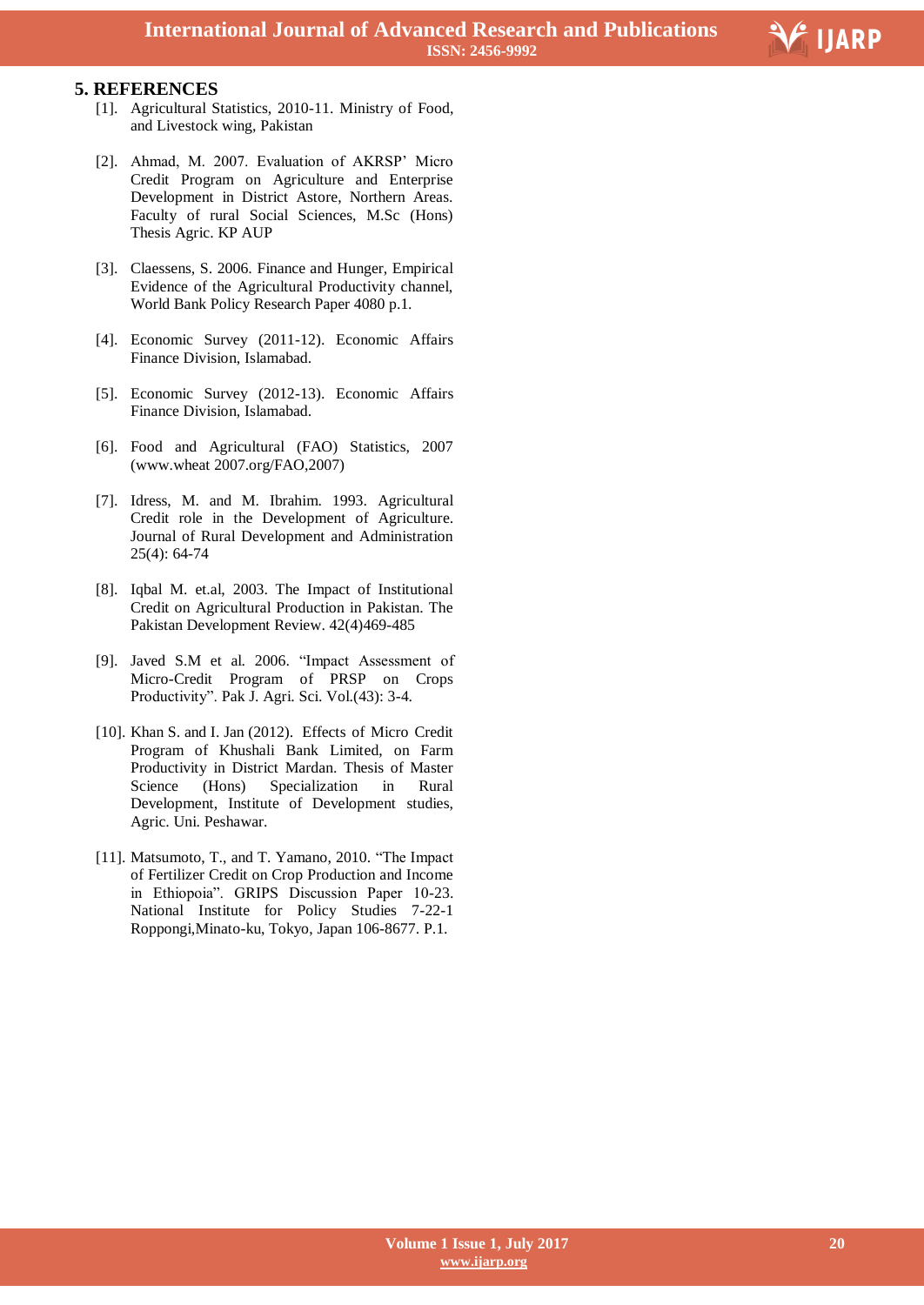## 5. REFERENCES

[1]. Agricultural Statistics, 2010-11. Ministry of Food, and Livestock wing, Pakistan

[2]. Ahmad, M. 2007. Evaluation of AKRSP' Micro Credit Program on Agriculture and Enterprise Development in District Astore, Northern Areas. Faculty of rural Social Sciences, M.Sc (Hons) Thesis Agric. KP AUP

[3]. Claessens, S. 2006. Finance and Hunger, Empirical Evidence of the Agricultural Productivity channel, World Bank Policy Research Paper 4080 p.1.

[4]. Economic Survey (2011-12). Economic Affairs Finance Division, Islamabad.

[5]. Economic Survey (2012-13). Economic Affairs Finance Division, Islamabad.

[6]. Food and Agricultural (FAO) Statistics, 2007 (www.wheat 2007.org/FAO,2007)

[7]. Idress, M. and M. Ibrahim. 1993. Agricultural Credit role in the Development of Agriculture. Journal of Rural Development and Administration 25(4): 64-74

[8]. Iqbal M. et.al, 2003. The Impact of Institutional Credit on Agricultural Production in Pakistan. The Pakistan Development Review. 42(4)469-485

[9]. Javed S.M et al. 2006. "Impact Assessment of Micro-Credit Program of PRSP on Crops Productivity". Pak J. Agri. Sci. Vol.(43): 3-4.

[10]. Khan S. and I. Jan (2012). Effects of Micro Credit Program of Khushali Bank Limited, on Farm Productivity in District Mardan. Thesis of Master Science (Hons) Specialization in Rural Development, Institute of Development studies, Agric. Uni. Peshawar.

[11]. Matsumoto, T., and T. Yamano, 2010. "The Impact of Fertilizer Credit on Crop Production and Income in Ethiopoia". GRIPS Discussion Paper 10-23. National Institute for Policy Studies 7-22-1 Roppongi,Minato-ku, Tokyo, Japan 106-8677. P.1.